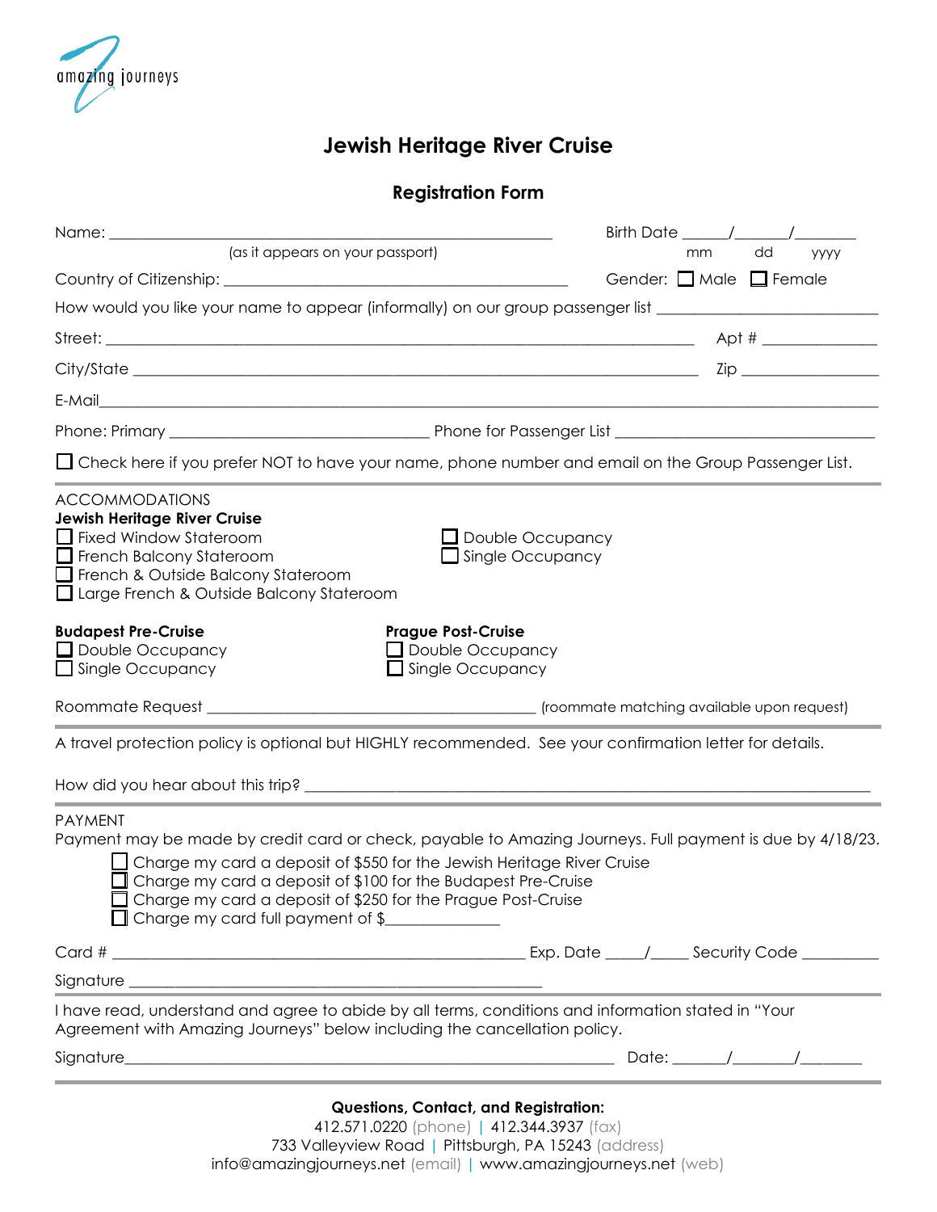amazing journeys

# Jewish Heritage River Cruise

## Registration Form

Name: _______________________________________________ Birth Date ______/_______/________
(as it appears on your passport) mm dd yyyy

Country of Citizenship: ____________________________________ Gender: ☐ Male ☐ Female

How would you like your name to appear (informally) on our group passenger list ___________________________

Street: _______________________________________________________________ Apt # ______________

City/State ____________________________________________________________ Zip _________________

E-Mail_______________________________________________________________________________

Phone: Primary ______________________________ Phone for Passenger List ______________________________

☐ Check here if you prefer NOT to have your name, phone number and email on the Group Passenger List.

---

ACCOMMODATIONS

**Jewish Heritage River Cruise**

☐ Fixed Window Stateroom
☐ French Balcony Stateroom
☐ French & Outside Balcony Stateroom
☐ Large French & Outside Balcony Stateroom

☐ Double Occupancy
☐ Single Occupancy

**Budapest Pre-Cruise**

☐ Double Occupancy
☐ Single Occupancy

**Prague Post-Cruise**

☐ Double Occupancy
☐ Single Occupancy

Roommate Request ______________________________________ (roommate matching available upon request)

---

A travel protection policy is optional but HIGHLY recommended. See your confirmation letter for details.

How did you hear about this trip? ___________________________________________________________

---

PAYMENT

Payment may be made by credit card or check, payable to Amazing Journeys. Full payment is due by 4/18/23.

☐ Charge my card a deposit of $550 for the Jewish Heritage River Cruise
☐ Charge my card a deposit of $100 for the Budapest Pre-Cruise
☐ Charge my card a deposit of $250 for the Prague Post-Cruise
☐ Charge my card full payment of $______________

Card # ____________________________________________ Exp. Date _____/_____ Security Code __________

Signature ______________________________________________

---

I have read, understand and agree to abide by all terms, conditions and information stated in "Your Agreement with Amazing Journeys" below including the cancellation policy.

Signature___________________________________________________ Date: _______/________/________

---

**Questions, Contact, and Registration:**

412.571.0220 (phone) | 412.344.3937 (fax)
733 Valleyview Road | Pittsburgh, PA 15243 (address)
info@amazingjourneys.net (email) | www.amazingjourneys.net (web)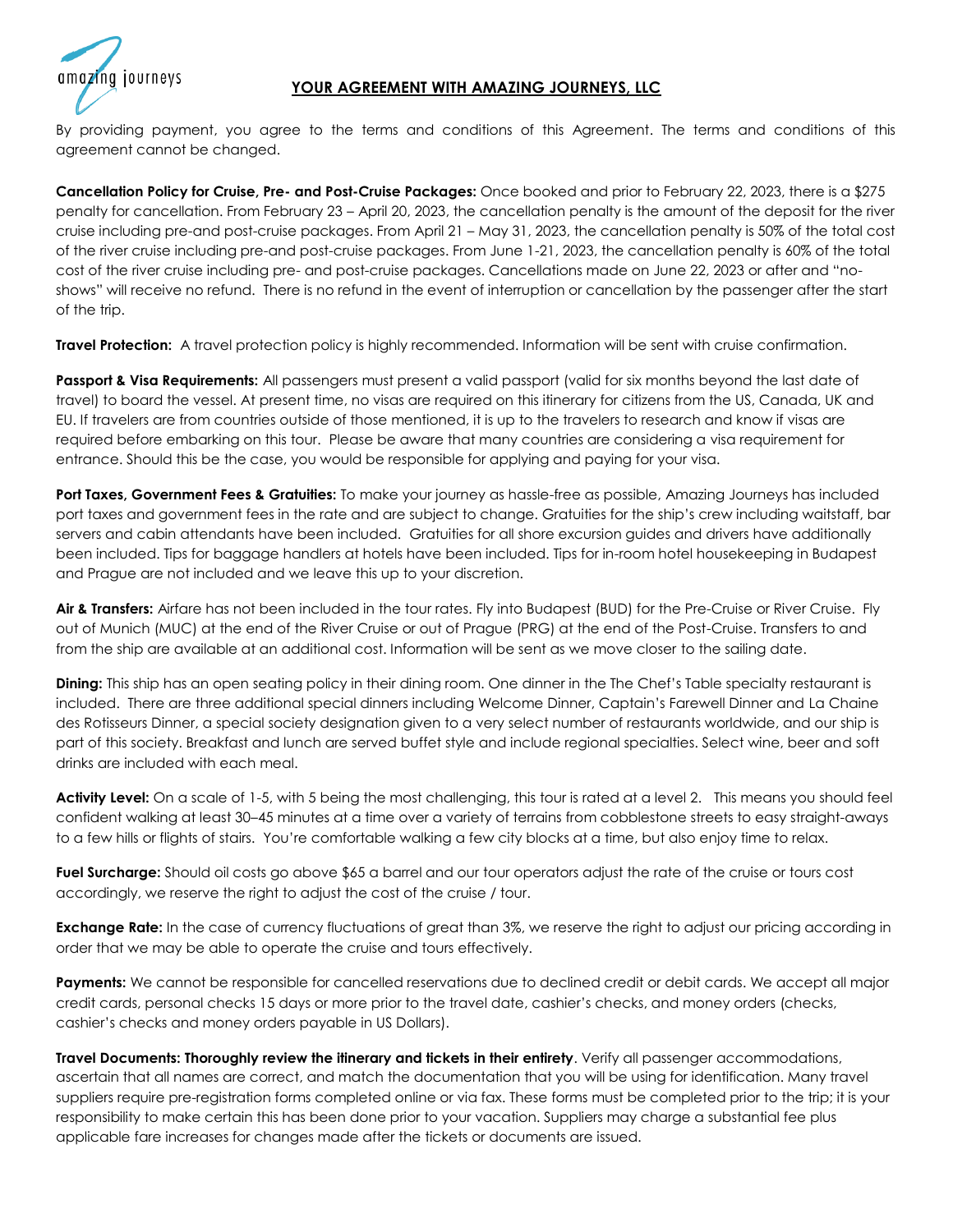## YOUR AGREEMENT WITH AMAZING JOURNEYS, LLC

By providing payment, you agree to the terms and conditions of this Agreement. The terms and conditions of this agreement cannot be changed.

**Cancellation Policy for Cruise, Pre- and Post-Cruise Packages:** Once booked and prior to February 22, 2023, there is a $275 penalty for cancellation. From February 23 – April 20, 2023, the cancellation penalty is the amount of the deposit for the river cruise including pre-and post-cruise packages. From April 21 – May 31, 2023, the cancellation penalty is 50% of the total cost of the river cruise including pre-and post-cruise packages. From June 1-21, 2023, the cancellation penalty is 60% of the total cost of the river cruise including pre- and post-cruise packages. Cancellations made on June 22, 2023 or after and "no-shows" will receive no refund. There is no refund in the event of interruption or cancellation by the passenger after the start of the trip.

**Travel Protection:** A travel protection policy is highly recommended. Information will be sent with cruise confirmation.

**Passport & Visa Requirements:** All passengers must present a valid passport (valid for six months beyond the last date of travel) to board the vessel. At present time, no visas are required on this itinerary for citizens from the US, Canada, UK and EU. If travelers are from countries outside of those mentioned, it is up to the travelers to research and know if visas are required before embarking on this tour. Please be aware that many countries are considering a visa requirement for entrance. Should this be the case, you would be responsible for applying and paying for your visa.

**Port Taxes, Government Fees & Gratuities:** To make your journey as hassle-free as possible, Amazing Journeys has included port taxes and government fees in the rate and are subject to change. Gratuities for the ship's crew including waitstaff, bar servers and cabin attendants have been included. Gratuities for all shore excursion guides and drivers have additionally been included. Tips for baggage handlers at hotels have been included. Tips for in-room hotel housekeeping in Budapest and Prague are not included and we leave this up to your discretion.

**Air & Transfers:** Airfare has not been included in the tour rates. Fly into Budapest (BUD) for the Pre-Cruise or River Cruise. Fly out of Munich (MUC) at the end of the River Cruise or out of Prague (PRG) at the end of the Post-Cruise. Transfers to and from the ship are available at an additional cost. Information will be sent as we move closer to the sailing date.

**Dining:** This ship has an open seating policy in their dining room. One dinner in the The Chef's Table specialty restaurant is included. There are three additional special dinners including Welcome Dinner, Captain's Farewell Dinner and La Chaine des Rotisseurs Dinner, a special society designation given to a very select number of restaurants worldwide, and our ship is part of this society. Breakfast and lunch are served buffet style and include regional specialties. Select wine, beer and soft drinks are included with each meal.

**Activity Level:** On a scale of 1-5, with 5 being the most challenging, this tour is rated at a level 2. This means you should feel confident walking at least 30–45 minutes at a time over a variety of terrains from cobblestone streets to easy straight-aways to a few hills or flights of stairs. You're comfortable walking a few city blocks at a time, but also enjoy time to relax.

**Fuel Surcharge:** Should oil costs go above $65 a barrel and our tour operators adjust the rate of the cruise or tours cost accordingly, we reserve the right to adjust the cost of the cruise / tour.

**Exchange Rate:** In the case of currency fluctuations of great than 3%, we reserve the right to adjust our pricing according in order that we may be able to operate the cruise and tours effectively.

**Payments:** We cannot be responsible for cancelled reservations due to declined credit or debit cards. We accept all major credit cards, personal checks 15 days or more prior to the travel date, cashier's checks, and money orders (checks, cashier's checks and money orders payable in US Dollars).

**Travel Documents: Thoroughly review the itinerary and tickets in their entirety**. Verify all passenger accommodations, ascertain that all names are correct, and match the documentation that you will be using for identification. Many travel suppliers require pre-registration forms completed online or via fax. These forms must be completed prior to the trip; it is your responsibility to make certain this has been done prior to your vacation. Suppliers may charge a substantial fee plus applicable fare increases for changes made after the tickets or documents are issued.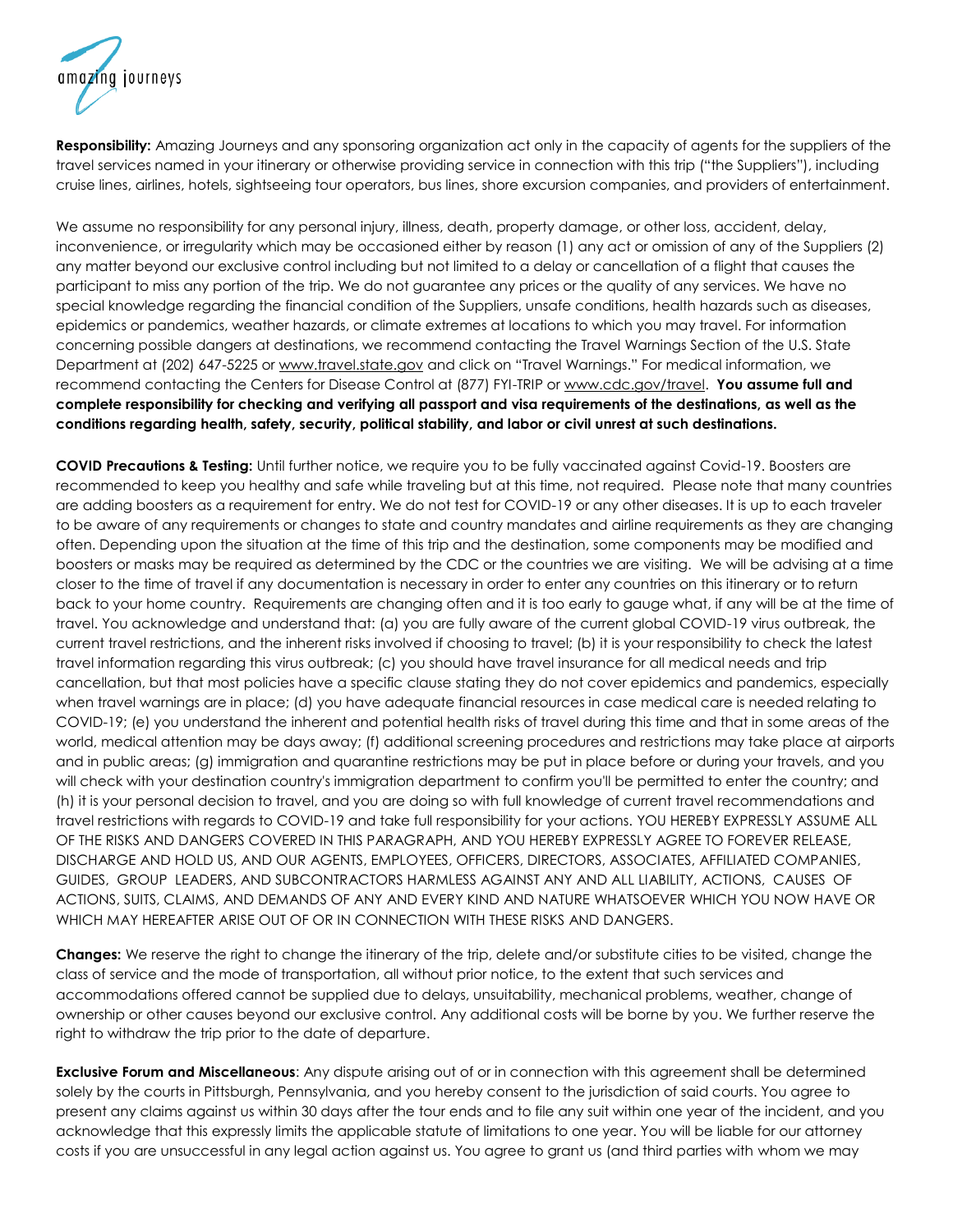**Responsibility:** Amazing Journeys and any sponsoring organization act only in the capacity of agents for the suppliers of the travel services named in your itinerary or otherwise providing service in connection with this trip ("the Suppliers"), including cruise lines, airlines, hotels, sightseeing tour operators, bus lines, shore excursion companies, and providers of entertainment.

We assume no responsibility for any personal injury, illness, death, property damage, or other loss, accident, delay, inconvenience, or irregularity which may be occasioned either by reason (1) any act or omission of any of the Suppliers (2) any matter beyond our exclusive control including but not limited to a delay or cancellation of a flight that causes the participant to miss any portion of the trip. We do not guarantee any prices or the quality of any services. We have no special knowledge regarding the financial condition of the Suppliers, unsafe conditions, health hazards such as diseases, epidemics or pandemics, weather hazards, or climate extremes at locations to which you may travel. For information concerning possible dangers at destinations, we recommend contacting the Travel Warnings Section of the U.S. State Department at (202) 647-5225 or www.travel.state.gov and click on "Travel Warnings." For medical information, we recommend contacting the Centers for Disease Control at (877) FYI-TRIP or www.cdc.gov/travel. **You assume full and complete responsibility for checking and verifying all passport and visa requirements of the destinations, as well as the conditions regarding health, safety, security, political stability, and labor or civil unrest at such destinations.**

**COVID Precautions & Testing:** Until further notice, we require you to be fully vaccinated against Covid-19. Boosters are recommended to keep you healthy and safe while traveling but at this time, not required. Please note that many countries are adding boosters as a requirement for entry. We do not test for COVID-19 or any other diseases. It is up to each traveler to be aware of any requirements or changes to state and country mandates and airline requirements as they are changing often. Depending upon the situation at the time of this trip and the destination, some components may be modified and boosters or masks may be required as determined by the CDC or the countries we are visiting. We will be advising at a time closer to the time of travel if any documentation is necessary in order to enter any countries on this itinerary or to return back to your home country. Requirements are changing often and it is too early to gauge what, if any will be at the time of travel. You acknowledge and understand that: (a) you are fully aware of the current global COVID-19 virus outbreak, the current travel restrictions, and the inherent risks involved if choosing to travel; (b) it is your responsibility to check the latest travel information regarding this virus outbreak; (c) you should have travel insurance for all medical needs and trip cancellation, but that most policies have a specific clause stating they do not cover epidemics and pandemics, especially when travel warnings are in place; (d) you have adequate financial resources in case medical care is needed relating to COVID-19; (e) you understand the inherent and potential health risks of travel during this time and that in some areas of the world, medical attention may be days away; (f) additional screening procedures and restrictions may take place at airports and in public areas; (g) immigration and quarantine restrictions may be put in place before or during your travels, and you will check with your destination country's immigration department to confirm you'll be permitted to enter the country; and (h) it is your personal decision to travel, and you are doing so with full knowledge of current travel recommendations and travel restrictions with regards to COVID-19 and take full responsibility for your actions. YOU HEREBY EXPRESSLY ASSUME ALL OF THE RISKS AND DANGERS COVERED IN THIS PARAGRAPH, AND YOU HEREBY EXPRESSLY AGREE TO FOREVER RELEASE, DISCHARGE AND HOLD US, AND OUR AGENTS, EMPLOYEES, OFFICERS, DIRECTORS, ASSOCIATES, AFFILIATED COMPANIES, GUIDES, GROUP LEADERS, AND SUBCONTRACTORS HARMLESS AGAINST ANY AND ALL LIABILITY, ACTIONS, CAUSES OF ACTIONS, SUITS, CLAIMS, AND DEMANDS OF ANY AND EVERY KIND AND NATURE WHATSOEVER WHICH YOU NOW HAVE OR WHICH MAY HEREAFTER ARISE OUT OF OR IN CONNECTION WITH THESE RISKS AND DANGERS.

**Changes:** We reserve the right to change the itinerary of the trip, delete and/or substitute cities to be visited, change the class of service and the mode of transportation, all without prior notice, to the extent that such services and accommodations offered cannot be supplied due to delays, unsuitability, mechanical problems, weather, change of ownership or other causes beyond our exclusive control. Any additional costs will be borne by you. We further reserve the right to withdraw the trip prior to the date of departure.

**Exclusive Forum and Miscellaneous**: Any dispute arising out of or in connection with this agreement shall be determined solely by the courts in Pittsburgh, Pennsylvania, and you hereby consent to the jurisdiction of said courts. You agree to present any claims against us within 30 days after the tour ends and to file any suit within one year of the incident, and you acknowledge that this expressly limits the applicable statute of limitations to one year. You will be liable for our attorney costs if you are unsuccessful in any legal action against us. You agree to grant us (and third parties with whom we may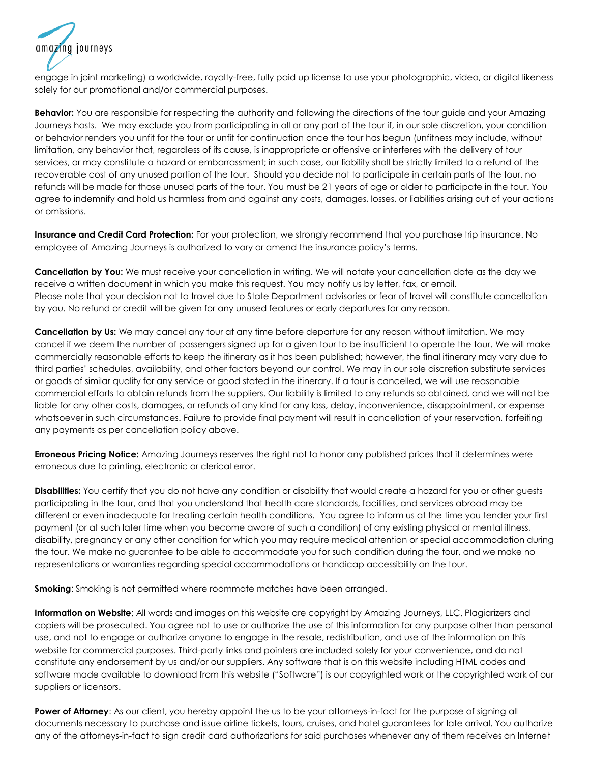engage in joint marketing) a worldwide, royalty-free, fully paid up license to use your photographic, video, or digital likeness solely for our promotional and/or commercial purposes.

**Behavior:** You are responsible for respecting the authority and following the directions of the tour guide and your Amazing Journeys hosts. We may exclude you from participating in all or any part of the tour if, in our sole discretion, your condition or behavior renders you unfit for the tour or unfit for continuation once the tour has begun (unfitness may include, without limitation, any behavior that, regardless of its cause, is inappropriate or offensive or interferes with the delivery of tour services, or may constitute a hazard or embarrassment; in such case, our liability shall be strictly limited to a refund of the recoverable cost of any unused portion of the tour. Should you decide not to participate in certain parts of the tour, no refunds will be made for those unused parts of the tour. You must be 21 years of age or older to participate in the tour. You agree to indemnify and hold us harmless from and against any costs, damages, losses, or liabilities arising out of your actions or omissions.

**Insurance and Credit Card Protection:** For your protection, we strongly recommend that you purchase trip insurance. No employee of Amazing Journeys is authorized to vary or amend the insurance policy's terms.

**Cancellation by You:** We must receive your cancellation in writing. We will notate your cancellation date as the day we receive a written document in which you make this request. You may notify us by letter, fax, or email.
Please note that your decision not to travel due to State Department advisories or fear of travel will constitute cancellation by you. No refund or credit will be given for any unused features or early departures for any reason.

**Cancellation by Us:** We may cancel any tour at any time before departure for any reason without limitation. We may cancel if we deem the number of passengers signed up for a given tour to be insufficient to operate the tour. We will make commercially reasonable efforts to keep the itinerary as it has been published; however, the final itinerary may vary due to third parties' schedules, availability, and other factors beyond our control. We may in our sole discretion substitute services or goods of similar quality for any service or good stated in the itinerary. If a tour is cancelled, we will use reasonable commercial efforts to obtain refunds from the suppliers. Our liability is limited to any refunds so obtained, and we will not be liable for any other costs, damages, or refunds of any kind for any loss, delay, inconvenience, disappointment, or expense whatsoever in such circumstances. Failure to provide final payment will result in cancellation of your reservation, forfeiting any payments as per cancellation policy above.

**Erroneous Pricing Notice:** Amazing Journeys reserves the right not to honor any published prices that it determines were erroneous due to printing, electronic or clerical error.

**Disabilities:** You certify that you do not have any condition or disability that would create a hazard for you or other guests participating in the tour, and that you understand that health care standards, facilities, and services abroad may be different or even inadequate for treating certain health conditions. You agree to inform us at the time you tender your first payment (or at such later time when you become aware of such a condition) of any existing physical or mental illness, disability, pregnancy or any other condition for which you may require medical attention or special accommodation during the tour. We make no guarantee to be able to accommodate you for such condition during the tour, and we make no representations or warranties regarding special accommodations or handicap accessibility on the tour.

**Smoking**: Smoking is not permitted where roommate matches have been arranged.

**Information on Website**: All words and images on this website are copyright by Amazing Journeys, LLC. Plagiarizers and copiers will be prosecuted. You agree not to use or authorize the use of this information for any purpose other than personal use, and not to engage or authorize anyone to engage in the resale, redistribution, and use of the information on this website for commercial purposes. Third-party links and pointers are included solely for your convenience, and do not constitute any endorsement by us and/or our suppliers. Any software that is on this website including HTML codes and software made available to download from this website ("Software") is our copyrighted work or the copyrighted work of our suppliers or licensors.

**Power of Attorney**: As our client, you hereby appoint the us to be your attorneys-in-fact for the purpose of signing all documents necessary to purchase and issue airline tickets, tours, cruises, and hotel guarantees for late arrival. You authorize any of the attorneys-in-fact to sign credit card authorizations for said purchases whenever any of them receives an Internet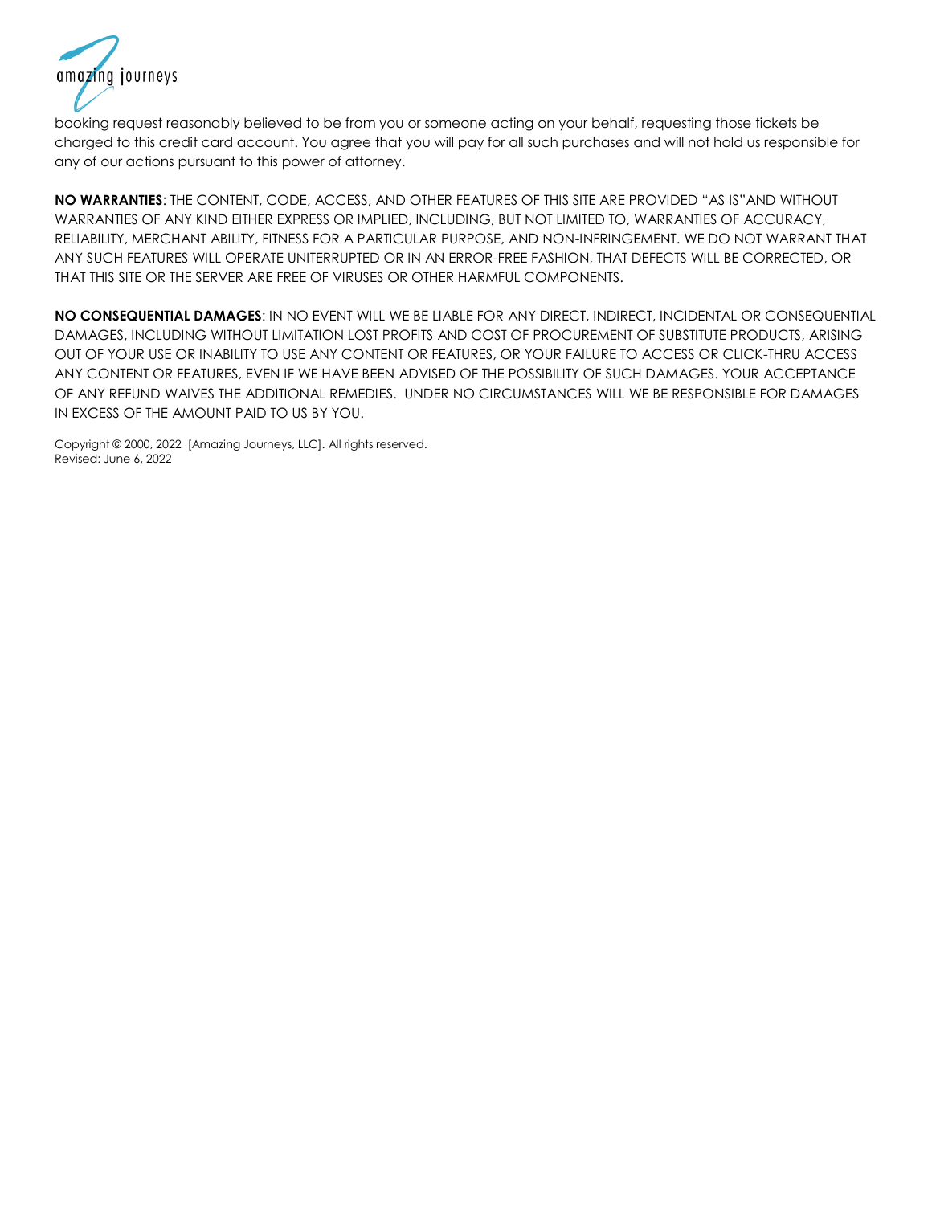booking request reasonably believed to be from you or someone acting on your behalf, requesting those tickets be charged to this credit card account. You agree that you will pay for all such purchases and will not hold us responsible for any of our actions pursuant to this power of attorney.

**NO WARRANTIES**: THE CONTENT, CODE, ACCESS, AND OTHER FEATURES OF THIS SITE ARE PROVIDED "AS IS"AND WITHOUT WARRANTIES OF ANY KIND EITHER EXPRESS OR IMPLIED, INCLUDING, BUT NOT LIMITED TO, WARRANTIES OF ACCURACY, RELIABILITY, MERCHANT ABILITY, FITNESS FOR A PARTICULAR PURPOSE, AND NON-INFRINGEMENT. WE DO NOT WARRANT THAT ANY SUCH FEATURES WILL OPERATE UNITERRUPTED OR IN AN ERROR-FREE FASHION, THAT DEFECTS WILL BE CORRECTED, OR THAT THIS SITE OR THE SERVER ARE FREE OF VIRUSES OR OTHER HARMFUL COMPONENTS.

**NO CONSEQUENTIAL DAMAGES**: IN NO EVENT WILL WE BE LIABLE FOR ANY DIRECT, INDIRECT, INCIDENTAL OR CONSEQUENTIAL DAMAGES, INCLUDING WITHOUT LIMITATION LOST PROFITS AND COST OF PROCUREMENT OF SUBSTITUTE PRODUCTS, ARISING OUT OF YOUR USE OR INABILITY TO USE ANY CONTENT OR FEATURES, OR YOUR FAILURE TO ACCESS OR CLICK-THRU ACCESS ANY CONTENT OR FEATURES, EVEN IF WE HAVE BEEN ADVISED OF THE POSSIBILITY OF SUCH DAMAGES. YOUR ACCEPTANCE OF ANY REFUND WAIVES THE ADDITIONAL REMEDIES. UNDER NO CIRCUMSTANCES WILL WE BE RESPONSIBLE FOR DAMAGES IN EXCESS OF THE AMOUNT PAID TO US BY YOU.

Copyright © 2000, 2022 [Amazing Journeys, LLC]. All rights reserved.
Revised: June 6, 2022